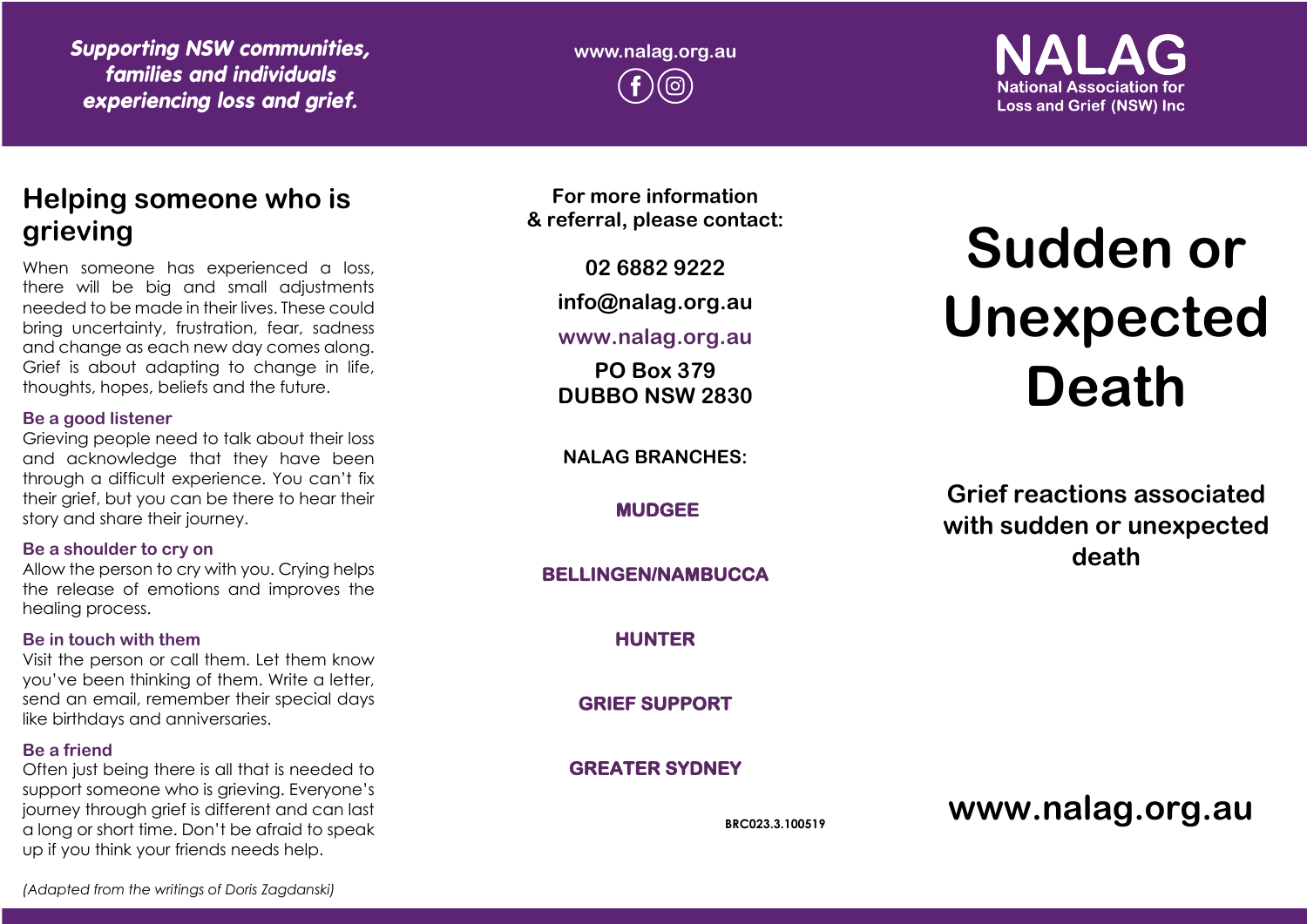*Supporting NSW communities, families and individuals experiencing loss and grief.*

www.nalag.org.au

**NALAG**
National Association for Loss and Grief (NSW) Inc

## Helping someone who is grieving

When someone has experienced a loss, there will be big and small adjustments needed to be made in their lives. These could bring uncertainty, frustration, fear, sadness and change as each new day comes along. Grief is about adapting to change in life, thoughts, hopes, beliefs and the future.

**Be a good listener**
Grieving people need to talk about their loss and acknowledge that they have been through a difficult experience. You can't fix their grief, but you can be there to hear their story and share their journey.

**Be a shoulder to cry on**
Allow the person to cry with you. Crying helps the release of emotions and improves the healing process.

**Be in touch with them**
Visit the person or call them. Let them know you've been thinking of them. Write a letter, send an email, remember their special days like birthdays and anniversaries.

**Be a friend**
Often just being there is all that is needed to support someone who is grieving. Everyone's journey through grief is different and can last a long or short time. Don't be afraid to speak up if you think your friends needs help.

*(Adapted from the writings of Doris Zagdanski)*

**For more information & referral, please contact:**

**02 6882 9222**

**info@nalag.org.au**

**www.nalag.org.au**

**PO Box 379**
**DUBBO NSW 2830**

**NALAG BRANCHES:**

**MUDGEE**

**BELLINGEN/NAMBUCCA**

**HUNTER**

**GRIEF SUPPORT**

**GREATER SYDNEY**

BRC023.3.100519

# Sudden or Unexpected Death

### Grief reactions associated with sudden or unexpected death

**www.nalag.org.au**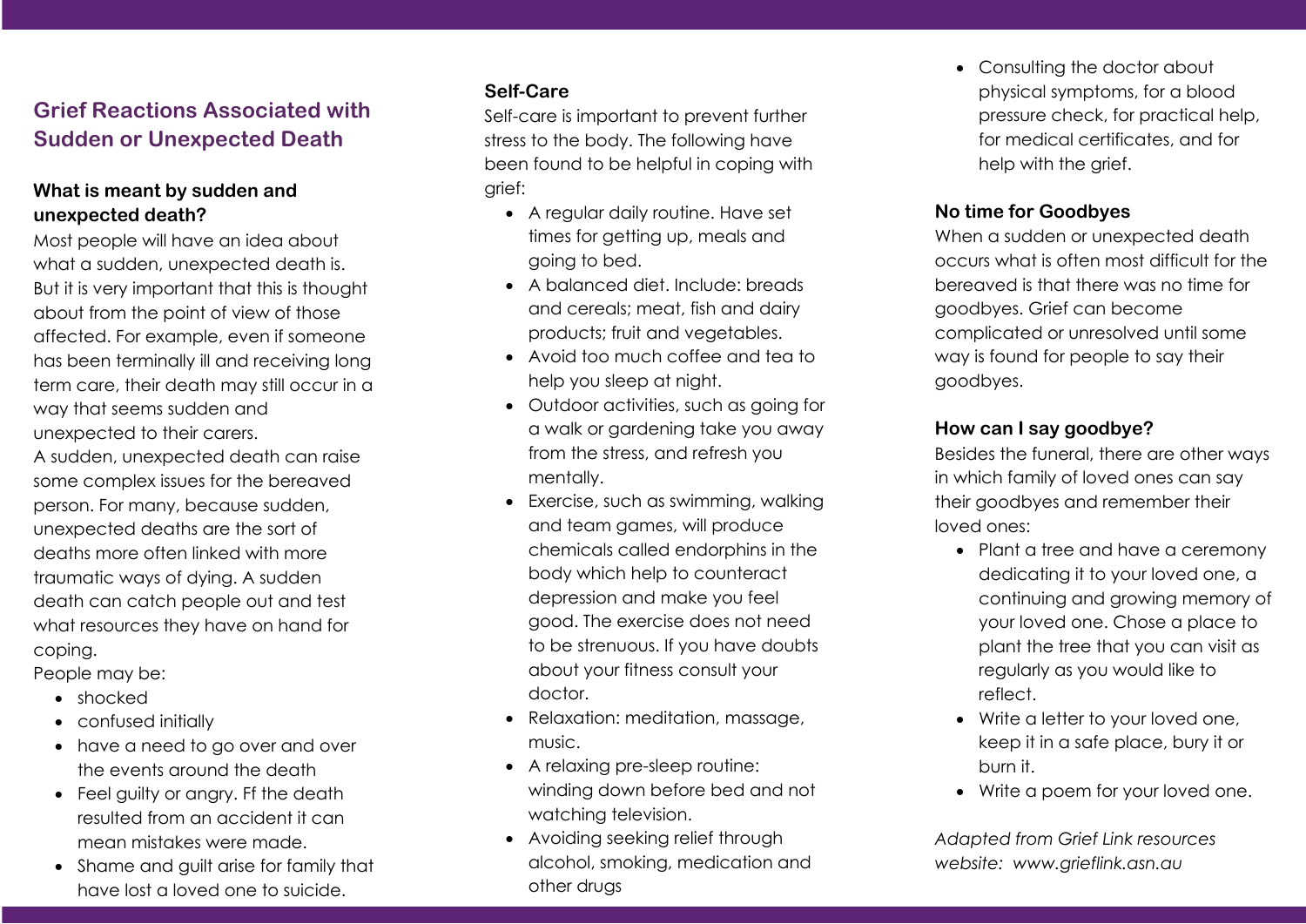## Grief Reactions Associated with Sudden or Unexpected Death

### What is meant by sudden and unexpected death?

Most people will have an idea about what a sudden, unexpected death is. But it is very important that this is thought about from the point of view of those affected. For example, even if someone has been terminally ill and receiving long term care, their death may still occur in a way that seems sudden and unexpected to their carers.

A sudden, unexpected death can raise some complex issues for the bereaved person. For many, because sudden, unexpected deaths are the sort of deaths more often linked with more traumatic ways of dying. A sudden death can catch people out and test what resources they have on hand for coping.

People may be:

- shocked
- confused initially
- have a need to go over and over the events around the death
- Feel guilty or angry. Ff the death resulted from an accident it can mean mistakes were made.
- Shame and guilt arise for family that have lost a loved one to suicide.

### Self-Care

Self-care is important to prevent further stress to the body. The following have been found to be helpful in coping with grief:

- A regular daily routine. Have set times for getting up, meals and going to bed.
- A balanced diet. Include: breads and cereals; meat, fish and dairy products; fruit and vegetables.
- Avoid too much coffee and tea to help you sleep at night.
- Outdoor activities, such as going for a walk or gardening take you away from the stress, and refresh you mentally.
- Exercise, such as swimming, walking and team games, will produce chemicals called endorphins in the body which help to counteract depression and make you feel good. The exercise does not need to be strenuous. If you have doubts about your fitness consult your doctor.
- Relaxation: meditation, massage, music.
- A relaxing pre-sleep routine: winding down before bed and not watching television.
- Avoiding seeking relief through alcohol, smoking, medication and other drugs
- Consulting the doctor about physical symptoms, for a blood pressure check, for practical help, for medical certificates, and for help with the grief.

### No time for Goodbyes

When a sudden or unexpected death occurs what is often most difficult for the bereaved is that there was no time for goodbyes. Grief can become complicated or unresolved until some way is found for people to say their goodbyes.

### How can I say goodbye?

Besides the funeral, there are other ways in which family of loved ones can say their goodbyes and remember their loved ones:

- Plant a tree and have a ceremony dedicating it to your loved one, a continuing and growing memory of your loved one. Chose a place to plant the tree that you can visit as regularly as you would like to reflect.
- Write a letter to your loved one, keep it in a safe place, bury it or burn it.
- Write a poem for your loved one.

*Adapted from Grief Link resources website: www.grieflink.asn.au*